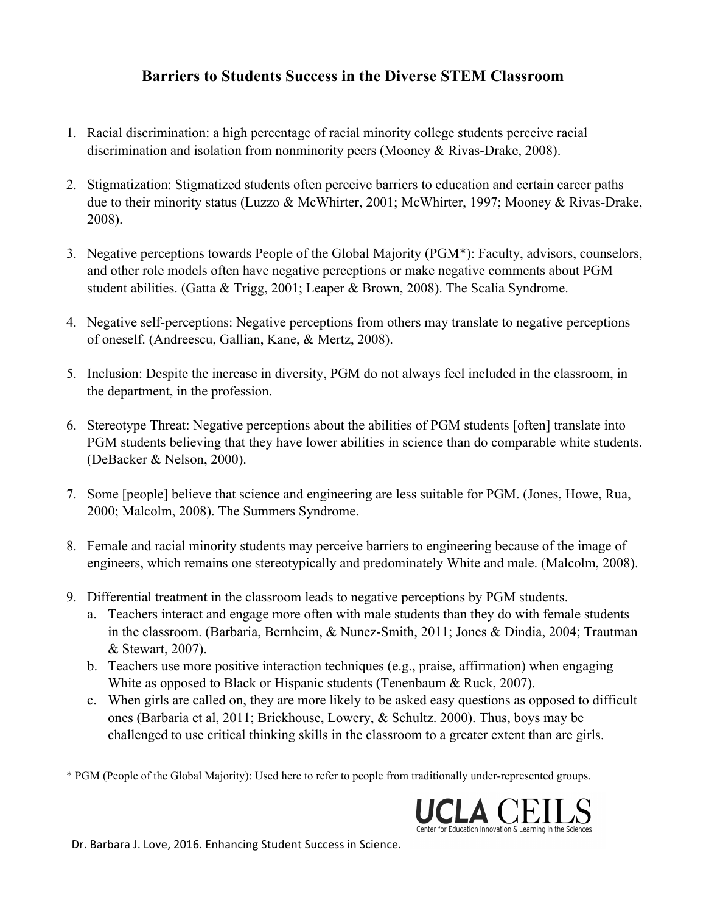# Barriers to Students Success in the Diverse STEM Classroom

1. Racial discrimination: a high percentage of racial minority college students perceive racial discrimination and isolation from nonminority peers (Mooney & Rivas-Drake, 2008).

2. Stigmatization: Stigmatized students often perceive barriers to education and certain career paths due to their minority status (Luzzo & McWhirter, 2001; McWhirter, 1997; Mooney & Rivas-Drake, 2008).

3. Negative perceptions towards People of the Global Majority (PGM*): Faculty, advisors, counselors, and other role models often have negative perceptions or make negative comments about PGM student abilities. (Gatta & Trigg, 2001; Leaper & Brown, 2008). The Scalia Syndrome.

4. Negative self-perceptions: Negative perceptions from others may translate to negative perceptions of oneself. (Andreescu, Gallian, Kane, & Mertz, 2008).

5. Inclusion: Despite the increase in diversity, PGM do not always feel included in the classroom, in the department, in the profession.

6. Stereotype Threat: Negative perceptions about the abilities of PGM students [often] translate into PGM students believing that they have lower abilities in science than do comparable white students. (DeBacker & Nelson, 2000).

7. Some [people] believe that science and engineering are less suitable for PGM. (Jones, Howe, Rua, 2000; Malcolm, 2008). The Summers Syndrome.

8. Female and racial minority students may perceive barriers to engineering because of the image of engineers, which remains one stereotypically and predominately White and male. (Malcolm, 2008).

9. Differential treatment in the classroom leads to negative perceptions by PGM students.
   a. Teachers interact and engage more often with male students than they do with female students in the classroom. (Barbaria, Bernheim, & Nunez-Smith, 2011; Jones & Dindia, 2004; Trautman & Stewart, 2007).
   b. Teachers use more positive interaction techniques (e.g., praise, affirmation) when engaging White as opposed to Black or Hispanic students (Tenenbaum & Ruck, 2007).
   c. When girls are called on, they are more likely to be asked easy questions as opposed to difficult ones (Barbaria et al, 2011; Brickhouse, Lowery, & Schultz. 2000). Thus, boys may be challenged to use critical thinking skills in the classroom to a greater extent than are girls.

* PGM (People of the Global Majority): Used here to refer to people from traditionally under-represented groups.

UCLA CEILS
Center for Education Innovation & Learning in the Sciences

Dr. Barbara J. Love, 2016. Enhancing Student Success in Science.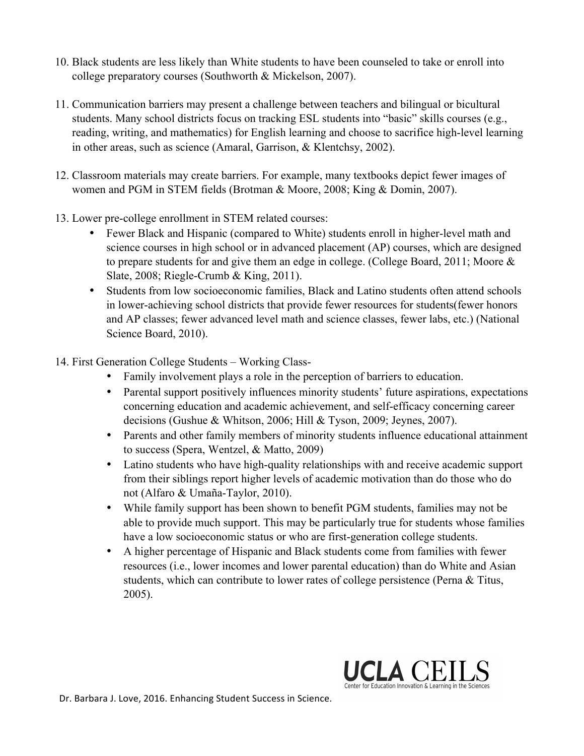10. Black students are less likely than White students to have been counseled to take or enroll into college preparatory courses (Southworth & Mickelson, 2007).

11. Communication barriers may present a challenge between teachers and bilingual or bicultural students. Many school districts focus on tracking ESL students into "basic" skills courses (e.g., reading, writing, and mathematics) for English learning and choose to sacrifice high-level learning in other areas, such as science (Amaral, Garrison, & Klentchsy, 2002).

12. Classroom materials may create barriers. For example, many textbooks depict fewer images of women and PGM in STEM fields (Brotman & Moore, 2008; King & Domin, 2007).

13. Lower pre-college enrollment in STEM related courses:
    - Fewer Black and Hispanic (compared to White) students enroll in higher-level math and science courses in high school or in advanced placement (AP) courses, which are designed to prepare students for and give them an edge in college. (College Board, 2011; Moore & Slate, 2008; Riegle-Crumb & King, 2011).
    - Students from low socioeconomic families, Black and Latino students often attend schools in lower-achieving school districts that provide fewer resources for students(fewer honors and AP classes; fewer advanced level math and science classes, fewer labs, etc.) (National Science Board, 2010).

14. First Generation College Students – Working Class-
    - Family involvement plays a role in the perception of barriers to education.
    - Parental support positively influences minority students' future aspirations, expectations concerning education and academic achievement, and self-efficacy concerning career decisions (Gushue & Whitson, 2006; Hill & Tyson, 2009; Jeynes, 2007).
    - Parents and other family members of minority students influence educational attainment to success (Spera, Wentzel, & Matto, 2009)
    - Latino students who have high-quality relationships with and receive academic support from their siblings report higher levels of academic motivation than do those who do not (Alfaro & Umaña-Taylor, 2010).
    - While family support has been shown to benefit PGM students, families may not be able to provide much support. This may be particularly true for students whose families have a low socioeconomic status or who are first-generation college students.
    - A higher percentage of Hispanic and Black students come from families with fewer resources (i.e., lower incomes and lower parental education) than do White and Asian students, which can contribute to lower rates of college persistence (Perna & Titus, 2005).

UCLA CEILS
Center for Education Innovation & Learning in the Sciences

Dr. Barbara J. Love, 2016. Enhancing Student Success in Science.